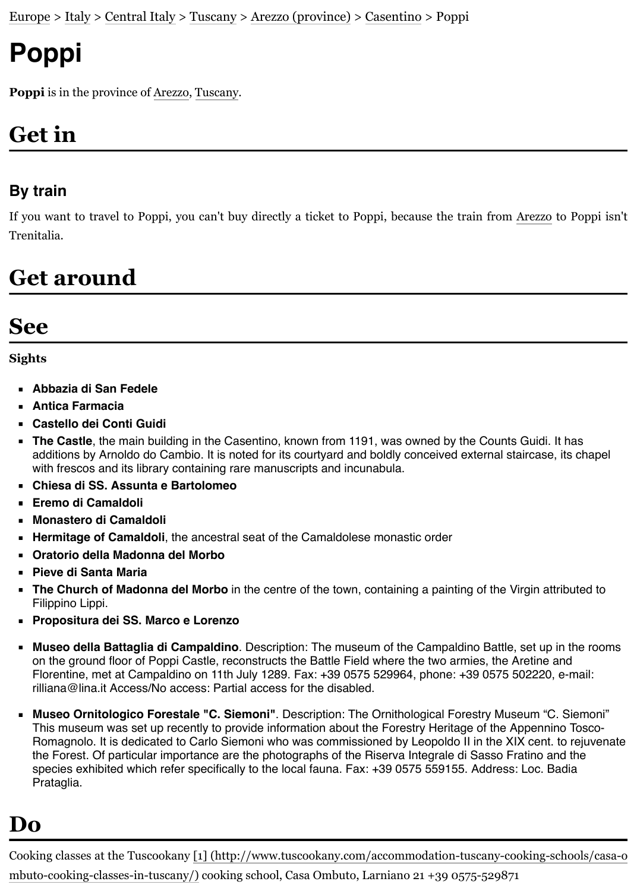Europe > Italy > Central Italy > Tuscany > Arezzo (province) > Casentino > Poppi

# Poppi

**Poppi** is in the province of Arezzo, Tuscany.

## Get in

### By train

If you want to travel to Poppi, you can't buy directly a ticket to Poppi, because the train from Arezzo to Poppi isn't Trenitalia.

## Get around

## See

**Sights**

- **Abbazia di San Fedele**
- **Antica Farmacia**
- **Castello dei Conti Guidi**
- **The Castle**, the main building in the Casentino, known from 1191, was owned by the Counts Guidi. It has additions by Arnoldo do Cambio. It is noted for its courtyard and boldly conceived external staircase, its chapel with frescos and its library containing rare manuscripts and incunabula.
- **Chiesa di SS. Assunta e Bartolomeo**
- **Eremo di Camaldoli**
- **Monastero di Camaldoli**
- **Hermitage of Camaldoli**, the ancestral seat of the Camaldolese monastic order
- **Oratorio della Madonna del Morbo**
- **Pieve di Santa Maria**
- **The Church of Madonna del Morbo** in the centre of the town, containing a painting of the Virgin attributed to Filippino Lippi.
- **Propositura dei SS. Marco e Lorenzo**

- **Museo della Battaglia di Campaldino**. Description: The museum of the Campaldino Battle, set up in the rooms on the ground floor of Poppi Castle, reconstructs the Battle Field where the two armies, the Aretine and Florentine, met at Campaldino on 11th July 1289. Fax: +39 0575 529964, phone: +39 0575 502220, e-mail: rilliana@lina.it Access/No access: Partial access for the disabled.

- **Museo Ornitologico Forestale "C. Siemoni"**. Description: The Ornithological Forestry Museum “C. Siemoni” This museum was set up recently to provide information about the Forestry Heritage of the Appennino Tosco-Romagnolo. It is dedicated to Carlo Siemoni who was commissioned by Leopoldo II in the XIX cent. to rejuvenate the Forest. Of particular importance are the photographs of the Riserva Integrale di Sasso Fratino and the species exhibited which refer specifically to the local fauna. Fax: +39 0575 559155. Address: Loc. Badia Prataglia.

## Do

Cooking classes at the Tuscookany [1] (http://www.tuscookany.com/accommodation-tuscany-cooking-schools/casa-ombuto-cooking-classes-in-tuscany/) cooking school, Casa Ombuto, Larniano 21 +39 0575-529871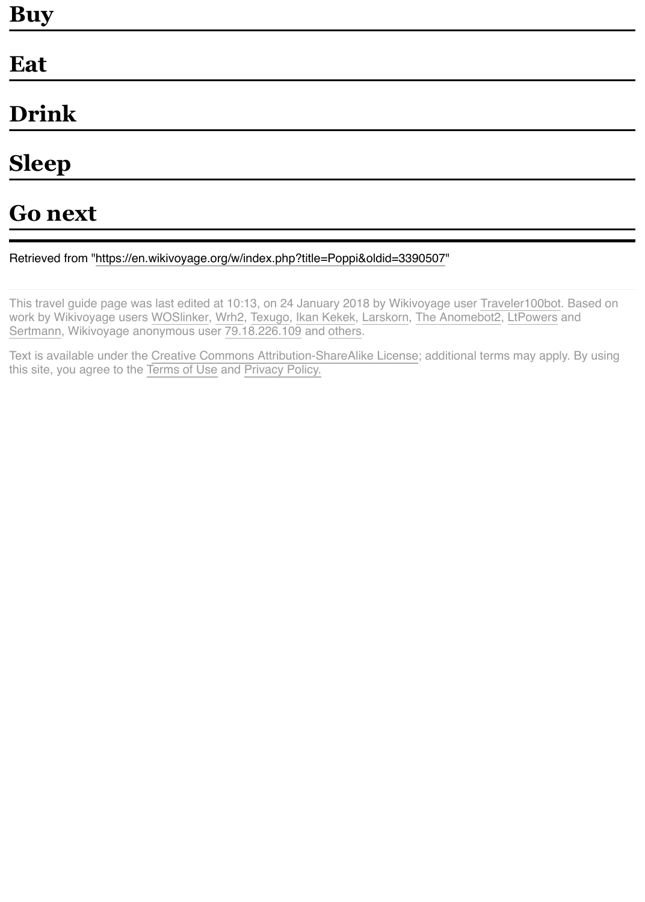## Buy

## Eat

## Drink

## Sleep

## Go next

Retrieved from "https://en.wikivoyage.org/w/index.php?title=Poppi&oldid=3390507"

This travel guide page was last edited at 10:13, on 24 January 2018 by Wikivoyage user Traveler100bot. Based on work by Wikivoyage users WOSlinker, Wrh2, Texugo, Ikan Kekek, Larskorn, The Anomebot2, LtPowers and Sertmann, Wikivoyage anonymous user 79.18.226.109 and others.

Text is available under the Creative Commons Attribution-ShareAlike License; additional terms may apply. By using this site, you agree to the Terms of Use and Privacy Policy.